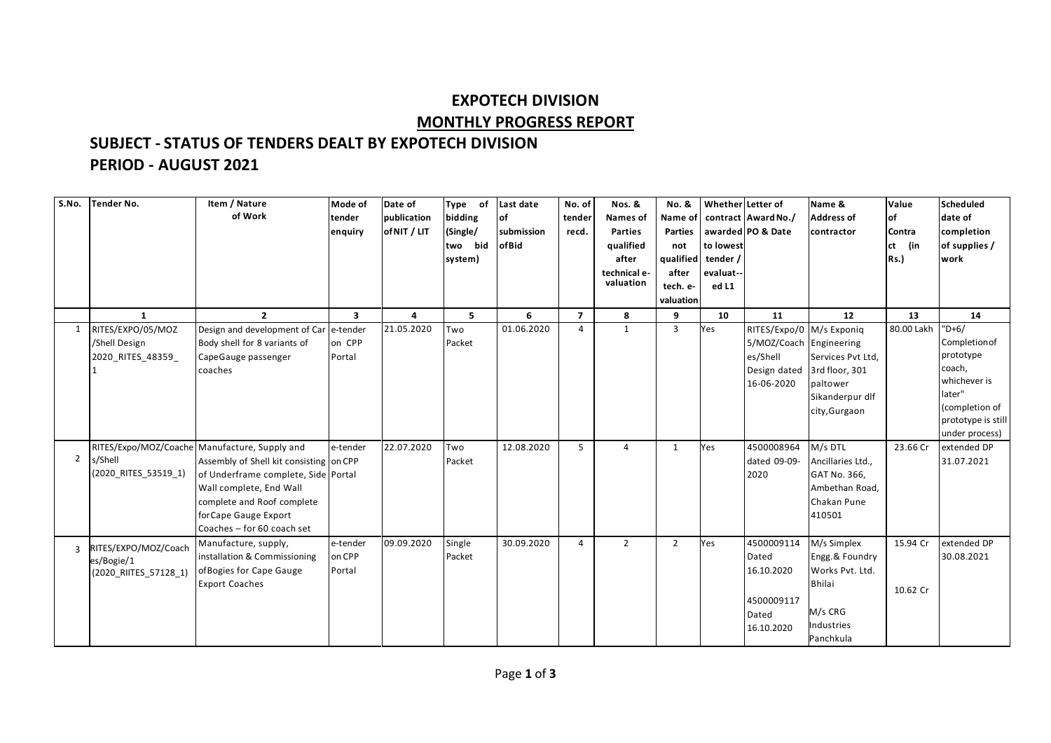# EXPOTECH DIVISION

## MONTHLY PROGRESS REPORT

### SUBJECT - STATUS OF TENDERS DEALT BY EXPOTECH DIVISION

### PERIOD - AUGUST 2021

| S.No. | Tender No. | Item / Nature of Work | Mode of tender enquiry | Date of publication of NIT / LIT | Type of bidding (Single/ two bid system) | Last date of submission of Bid | No. of tender recd. | Nos. & Names of Parties qualified after technical e-valuation | No. & Name of Parties not qualified after tech. e-valuation | Whether contract awarded to lowest tender / evaluat--ed L1 | Letter of Award No./ PO & Date | Name & Address of contractor | Value of Contract (in Rs.) | Scheduled date of completion of supplies / work |
|---|---|---|---|---|---|---|---|---|---|---|---|---|---|---|
| | 1 | 2 | 3 | 4 | 5 | 6 | 7 | 8 | 9 | 10 | 11 | 12 | 13 | 14 |
| 1 | RITES/EXPO/05/MOZ /Shell Design 2020_RITES_48359_1 | Design and development of Car Body shell for 8 variants of CapeGauge passenger coaches | e-tender on CPP Portal | 21.05.2020 | Two Packet | 01.06.2020 | 4 | 1 | 3 | Yes | RITES/Expo/05/MOZ/Coaches/Shell Design dated 16-06-2020 | M/s Exponiq Engineering Services Pvt Ltd, 3rd floor, 301 paltower Sikanderpur dlf city,Gurgaon | 80.00 Lakh | "D+6/ Completionof prototype coach, whichever is later" (completion of prototype is still under process) |
| 2 | RITES/Expo/MOZ/Coaches/Shell (2020_RITES_53519_1) | Manufacture, Supply and Assembly of Shell kit consisting of Underframe complete, Side Wall complete, End Wall complete and Roof complete forCape Gauge Export Coaches – for 60 coach set | e-tender on CPP Portal | 22.07.2020 | Two Packet | 12.08.2020 | 5 | 4 | 1 | Yes | 4500008964 dated 09-09-2020 | M/s DTL Ancillaries Ltd., GAT No. 366, Ambethan Road, Chakan Pune 410501 | 23.66 Cr | extended DP 31.07.2021 |
| 3 | RITES/EXPO/MOZ/Coaches/Bogie/1 (2020_RIITES_57128_1) | Manufacture, supply, installation & Commissioning ofBogies for Cape Gauge Export Coaches | e-tender on CPP Portal | 09.09.2020 | Single Packet | 30.09.2020 | 4 | 2 | 2 | Yes | 4500009114 Dated 16.10.2020<br><br>4500009117 Dated 16.10.2020 | M/s Simplex Engg.& Foundry Works Pvt. Ltd. Bhilai<br><br>M/s CRG Industries Panchkula | 15.94 Cr<br><br>10.62 Cr | extended DP 30.08.2021 |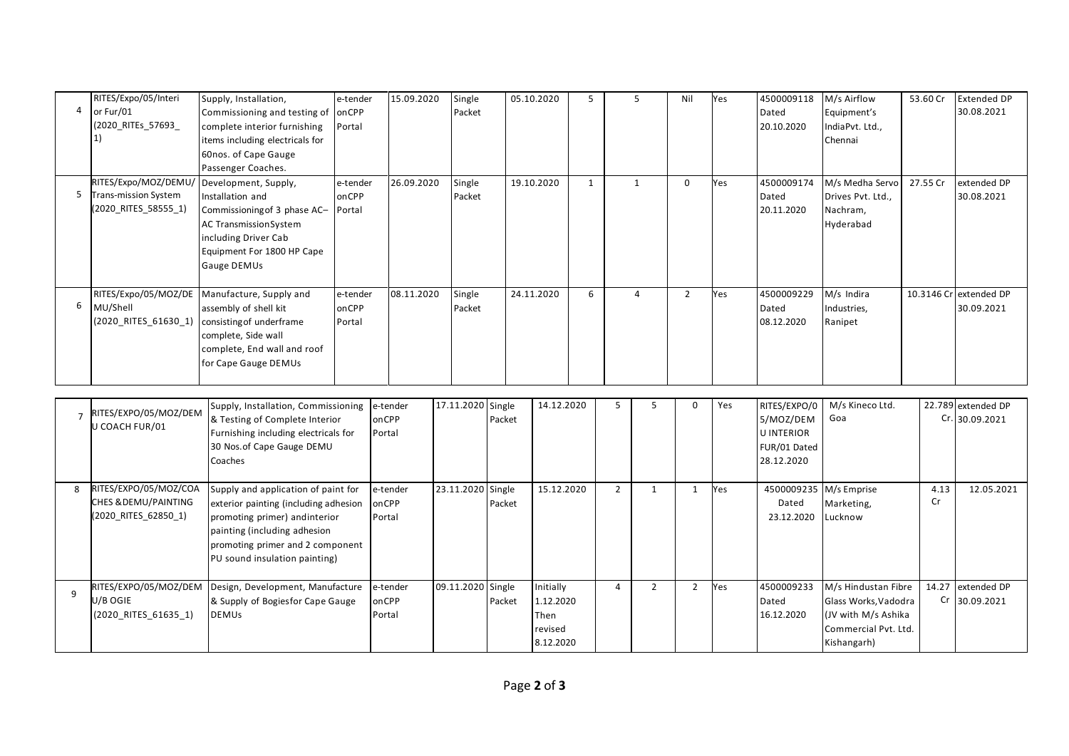| | | | | | | | | | | | | | | | |
|---|---|---|---|---|---|---|---|---|---|---|---|---|---|---|---|
| 4 | RITES/Expo/05/Interior Fur/01 (2020_RITEs_57693_1) | Supply, Installation, Commissioning and testing of complete interior furnishing items including electricals for 60nos. of Cape Gauge Passenger Coaches. | e-tender onCPP Portal | 15.09.2020 | Single Packet | 05.10.2020 | 5 | 5 | Nil | Yes | 4500009118 Dated 20.10.2020 | M/s Airflow Equipment's IndiaPvt. Ltd., Chennai | 53.60 Cr | Extended DP 30.08.2021 |
| 5 | RITES/Expo/MOZ/DEMU/Trans-mission System (2020_RITES_58555_1) | Development, Supply, Installation and Commissioningof 3 phase AC–AC TransmissionSystem including Driver Cab Equipment For 1800 HP Cape Gauge DEMUs | e-tender onCPP Portal | 26.09.2020 | Single Packet | 19.10.2020 | 1 | 1 | 0 | Yes | 4500009174 Dated 20.11.2020 | M/s Medha Servo Drives Pvt. Ltd., Nachram, Hyderabad | 27.55 Cr | extended DP 30.08.2021 |
| 6 | RITES/Expo/05/MOZ/DEMU/Shell (2020_RITES_61630_1) | Manufacture, Supply and assembly of shell kit consistingof underframe complete, Side wall complete, End wall and roof for Cape Gauge DEMUs | e-tender onCPP Portal | 08.11.2020 | Single Packet | 24.11.2020 | 6 | 4 | 2 | Yes | 4500009229 Dated 08.12.2020 | M/s Indira Industries, Ranipet | 10.3146 Cr | extended DP 30.09.2021 |
| 7 | RITES/EXPO/05/MOZ/DEMU COACH FUR/01 | Supply, Installation, Commissioning & Testing of Complete Interior Furnishing including electricals for 30 Nos.of Cape Gauge DEMU Coaches | e-tender onCPP Portal | 17.11.2020 | Single Packet | 14.12.2020 | 5 | 5 | 0 | Yes | RITES/EXPO/05/MOZ/DEMU INTERIOR FUR/01 Dated 28.12.2020 | M/s Kineco Ltd. Goa | 22.789 Cr. | extended DP 30.09.2021 |
| 8 | RITES/EXPO/05/MOZ/COACHES &DEMU/PAINTING (2020_RITES_62850_1) | Supply and application of paint for exterior painting (including adhesion promoting primer) andinterior painting (including adhesion promoting primer and 2 component PU sound insulation painting) | e-tender onCPP Portal | 23.11.2020 | Single Packet | 15.12.2020 | 2 | 1 | 1 | Yes | 4500009235 Dated 23.12.2020 | M/s Emprise Marketing, Lucknow | 4.13 Cr | 12.05.2021 |
| 9 | RITES/EXPO/05/MOZ/DEMU/BOGIE (2020_RITES_61635_1) | Design, Development, Manufacture & Supply of Bogiesfor Cape Gauge DEMUs | e-tender onCPP Portal | 09.11.2020 | Single Packet | Initially 1.12.2020 Then revised 8.12.2020 | 4 | 2 | 2 | Yes | 4500009233 Dated 16.12.2020 | M/s Hindustan Fibre Glass Works,Vadodra (JV with M/s Ashika Commercial Pvt. Ltd. Kishangarh) | 14.27 Cr | extended DP 30.09.2021 |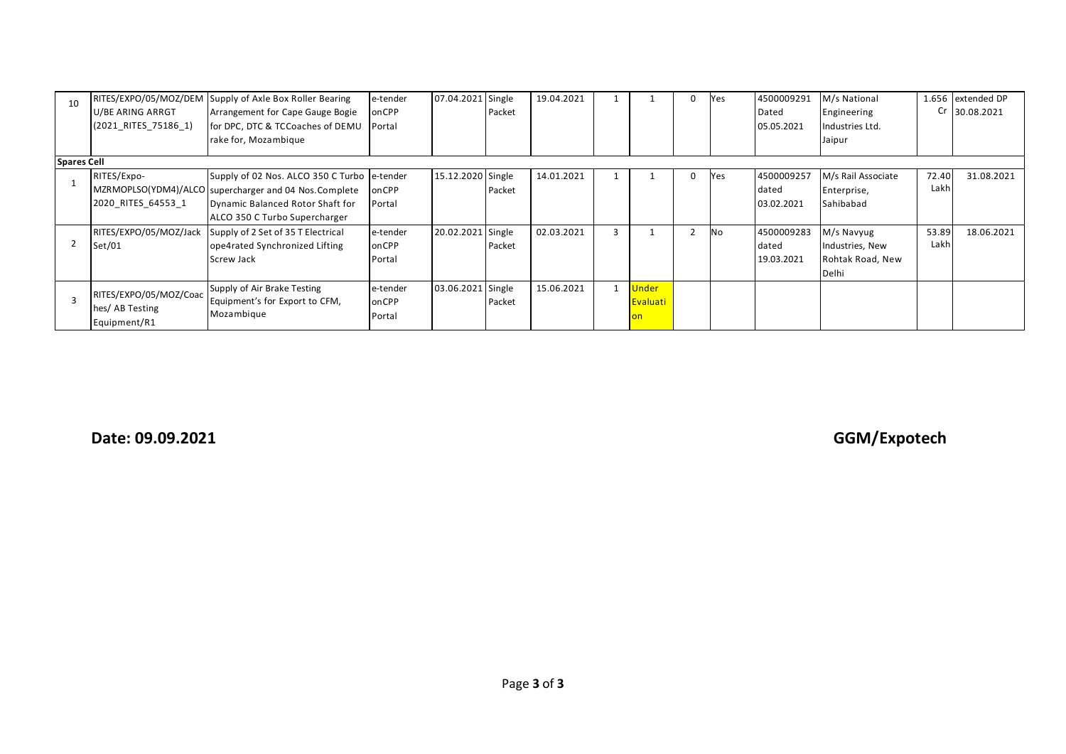| | | | | | | | | | | | | | | | |
|---|---|---|---|---|---|---|---|---|---|---|---|---|---|---|---|
| 10 | RITES/EXPO/05/MOZ/DEMU/BE ARING ARRGT (2021_RITES_75186_1) | Supply of Axle Box Roller Bearing Arrangement for Cape Gauge Bogie for DPC, DTC & TCCoaches of DEMU rake for, Mozambique | e-tender onCPP Portal | 07.04.2021 | Single Packet | 19.04.2021 | 1 | 1 | 0 | Yes | 4500009291 Dated 05.05.2021 | M/s National Engineering Industries Ltd. Jaipur | 1.656 Cr | extended DP 30.08.2021 |
| **Spares Cell** | | | | | | | | | | | | | | |
| 1 | RITES/Expo-MZRMOPLSO(YDM4)/ALCO 2020_RITES_64553_1 | Supply of 02 Nos. ALCO 350 C Turbo supercharger and 04 Nos.Complete Dynamic Balanced Rotor Shaft for ALCO 350 C Turbo Supercharger | e-tender onCPP Portal | 15.12.2020 | Single Packet | 14.01.2021 | 1 | 1 | 0 | Yes | 4500009257 dated 03.02.2021 | M/s Rail Associate Enterprise, Sahibabad | 72.40 Lakh | 31.08.2021 |
| 2 | RITES/EXPO/05/MOZ/Jack Set/01 | Supply of 2 Set of 35 T Electrical ope4rated Synchronized Lifting Screw Jack | e-tender onCPP Portal | 20.02.2021 | Single Packet | 02.03.2021 | 3 | 1 | 2 | No | 4500009283 dated 19.03.2021 | M/s Navyug Industries, New Rohtak Road, New Delhi | 53.89 Lakh | 18.06.2021 |
| 3 | RITES/EXPO/05/MOZ/Coaches/ AB Testing Equipment/R1 | Supply of Air Brake Testing Equipment's for Export to CFM, Mozambique | e-tender onCPP Portal | 03.06.2021 | Single Packet | 15.06.2021 | 1 | Under Evaluation | | | | | | |

**Date: 09.09.2021** **GGM/Expotech**